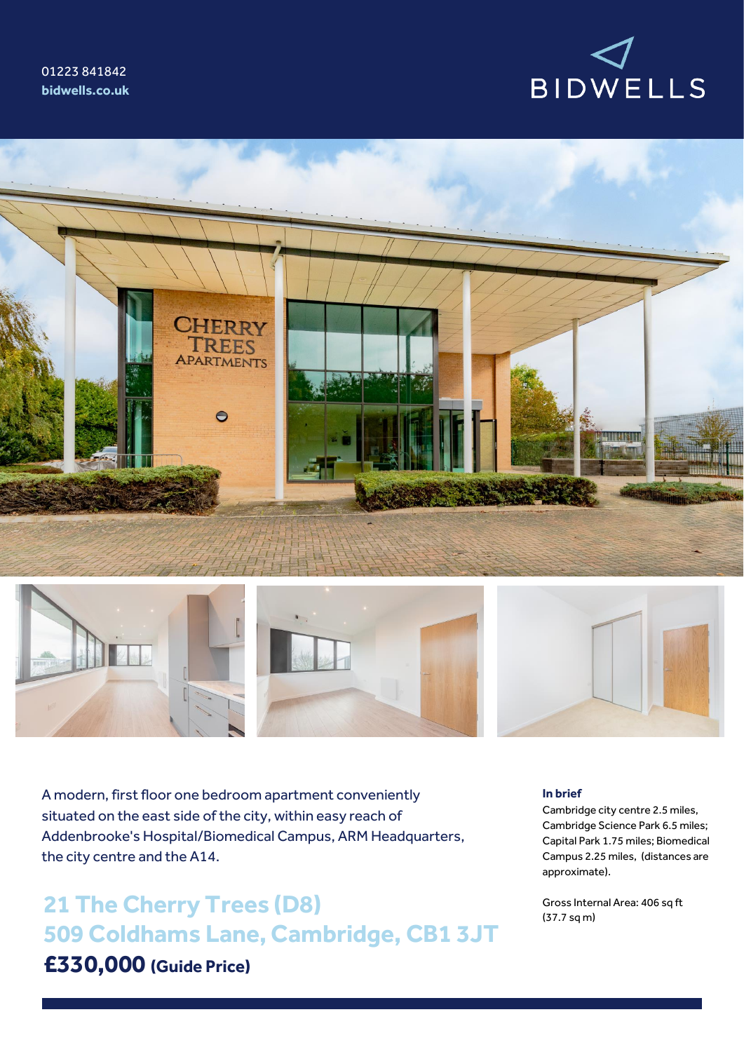01223 841842
**bidwells.co.uk**

BIDWELLS

A modern, first floor one bedroom apartment conveniently situated on the east side of the city, within easy reach of Addenbrooke's Hospital/Biomedical Campus, ARM Headquarters, the city centre and the A14.

## 21 The Cherry Trees (D8)
## 509 Coldhams Lane, Cambridge, CB1 3JT

**£330,000 (Guide Price)**

**In brief**

Cambridge city centre 2.5 miles, Cambridge Science Park 6.5 miles; Capital Park 1.75 miles; Biomedical Campus 2.25 miles, (distances are approximate).

Gross Internal Area: 406 sq ft (37.7 sq m)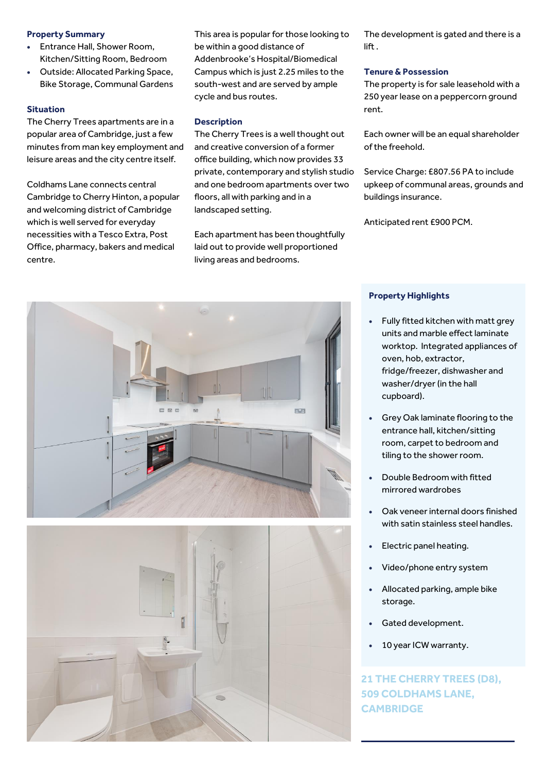### Property Summary

- Entrance Hall, Shower Room, Kitchen/Sitting Room, Bedroom
- Outside: Allocated Parking Space, Bike Storage, Communal Gardens

### Situation

The Cherry Trees apartments are in a popular area of Cambridge, just a few minutes from man key employment and leisure areas and the city centre itself.

Coldhams Lane connects central Cambridge to Cherry Hinton, a popular and welcoming district of Cambridge which is well served for everyday necessities with a Tesco Extra, Post Office, pharmacy, bakers and medical centre.

This area is popular for those looking to be within a good distance of Addenbrooke's Hospital/Biomedical Campus which is just 2.25 miles to the south-west and are served by ample cycle and bus routes.

### Description

The Cherry Trees is a well thought out and creative conversion of a former office building, which now provides 33 private, contemporary and stylish studio and one bedroom apartments over two floors, all with parking and in a landscaped setting.

Each apartment has been thoughtfully laid out to provide well proportioned living areas and bedrooms.

The development is gated and there is a lift .

### Tenure & Possession

The property is for sale leasehold with a 250 year lease on a peppercorn ground rent.

Each owner will be an equal shareholder of the freehold.

Service Charge: £807.56 PA to include upkeep of communal areas, grounds and buildings insurance.

Anticipated rent £900 PCM.

### Property Highlights

- Fully fitted kitchen with matt grey units and marble effect laminate worktop. Integrated appliances of oven, hob, extractor, fridge/freezer, dishwasher and washer/dryer (in the hall cupboard).
- Grey Oak laminate flooring to the entrance hall, kitchen/sitting room, carpet to bedroom and tiling to the shower room.
- Double Bedroom with fitted mirrored wardrobes
- Oak veneer internal doors finished with satin stainless steel handles.
- Electric panel heating.
- Video/phone entry system
- Allocated parking, ample bike storage.
- Gated development.
- 10 year ICW warranty.

## 21 THE CHERRY TREES (D8), 509 COLDHAMS LANE, CAMBRIDGE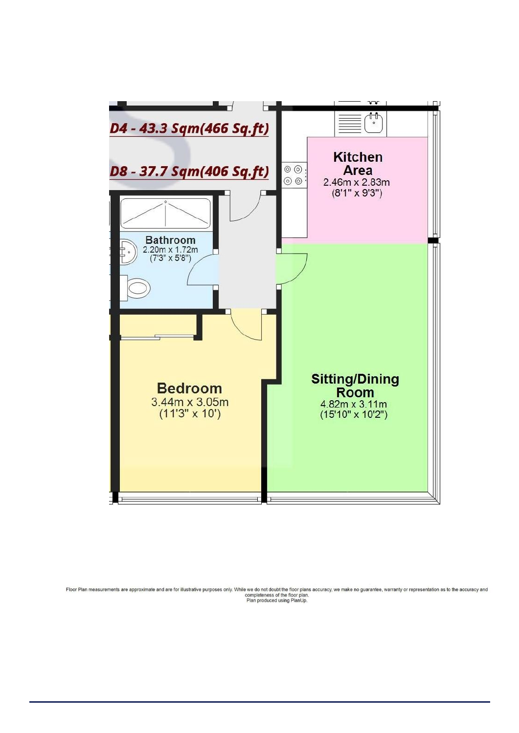***D4 - 43.3 Sqm(466 Sq.ft)***

***D8 - 37.7 Sqm(406 Sq.ft)***

**Kitchen Area**
2.46m x 2.83m
(8'1" x 9'3")

**Bathroom**
2.20m x 1.72m
(7'3" x 5'8")

**Bedroom**
3.44m x 3.05m
(11'3" x 10')

**Sitting/Dining Room**
4.82m x 3.11m
(15'10" x 10'2")

Floor Plan measurements are approximate and are for illustrative purposes only. While we do not doubt the floor plans accuracy, we make no guarantee, warranty or representation as to the accuracy and completeness of the floor plan.
Plan produced using PlanUp.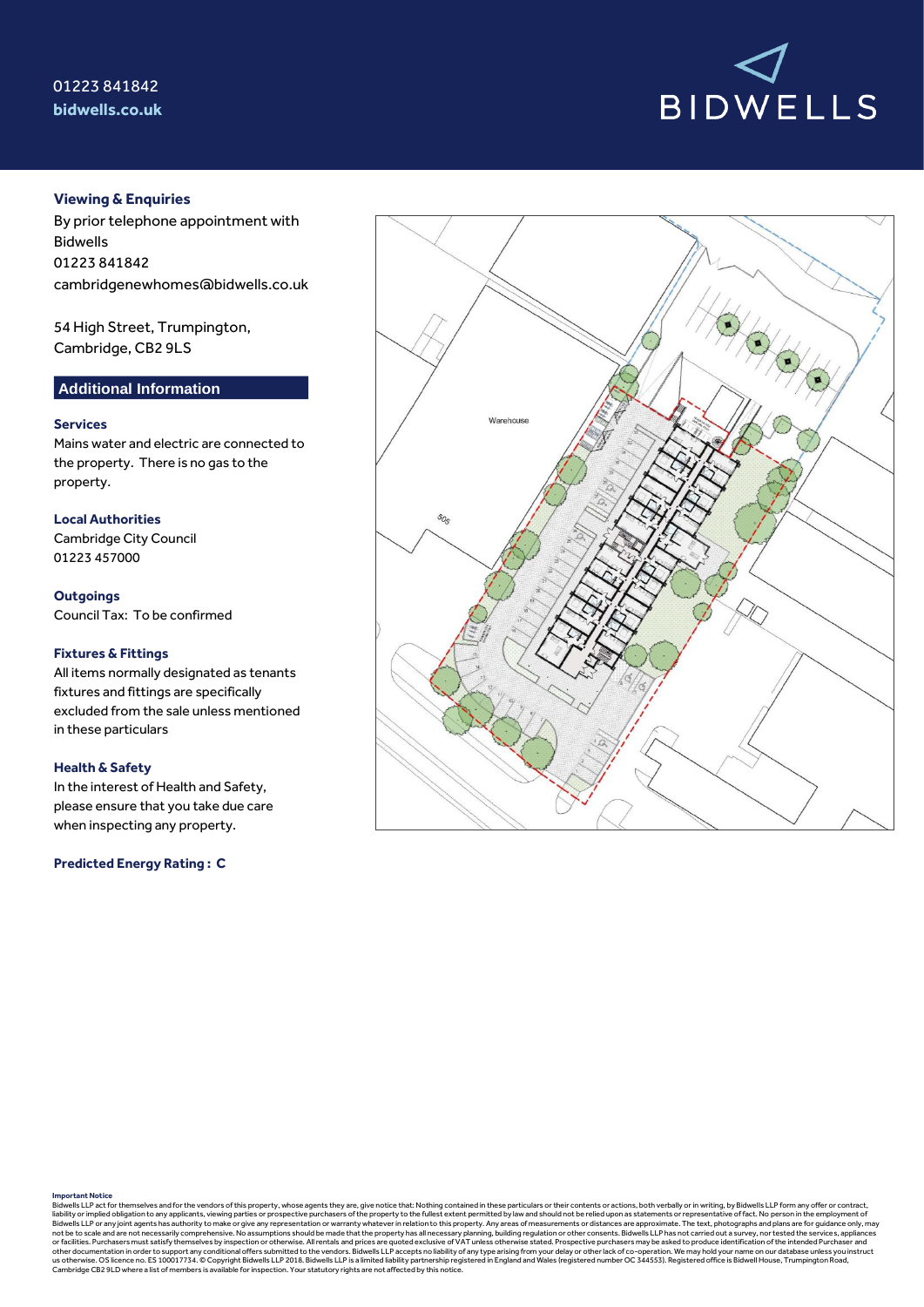01223 841842
**bidwells.co.uk**

BIDWELLS

### Viewing & Enquiries

By prior telephone appointment with Bidwells
01223 841842
cambridgenewhomes@bidwells.co.uk

54 High Street, Trumpington,
Cambridge, CB2 9LS

## Additional Information

### Services

Mains water and electric are connected to the property. There is no gas to the property.

### Local Authorities

Cambridge City Council
01223 457000

### Outgoings

Council Tax: To be confirmed

### Fixtures & Fittings

All items normally designated as tenants fixtures and fittings are specifically excluded from the sale unless mentioned in these particulars

### Health & Safety

In the interest of Health and Safety, please ensure that you take due care when inspecting any property.

**Predicted Energy Rating : C**

Warehouse

505

**Important Notice**
Bidwells LLP act for themselves and for the vendors of this property, whose agents they are, give notice that: Nothing contained in these particulars or their contents or actions, both verbally or in writing, by Bidwells LLP form any offer or contract, liability or implied obligation to any applicants, viewing parties or prospective purchasers of the property to the fullest extent permitted by law and should not be relied upon as statements or representative of fact. No person in the employment of Bidwells LLP or any joint agents has authority to make or give any representation or warranty whatever in relation to this property. Any areas of measurements or distances are approximate. The text, photographs and plans are for guidance only, may not be to scale and are not necessarily comprehensive. No assumptions should be made that the property has all necessary planning, building regulation or other consents. Bidwells LLP has not carried out a survey, nor tested the services, appliances or facilities. Purchasers must satisfy themselves by inspection or otherwise. All rentals and prices are quoted exclusive of VAT unless otherwise stated. Prospective purchasers may be asked to produce identification of the intended Purchaser and other documentation in order to support any conditional offers submitted to the vendors. Bidwells LLP accepts no liability of any type arising from your delay or other lack of co-operation. We may hold your name on our database unless you instruct us otherwise. OS licence no. ES 100017734. © Copyright Bidwells LLP 2018. Bidwells LLP is a limited liability partnership registered in England and Wales (registered number OC 344553). Registered office is Bidwell House, Trumpington Road, Cambridge CB2 9LD where a list of members is available for inspection. Your statutory rights are not affected by this notice.